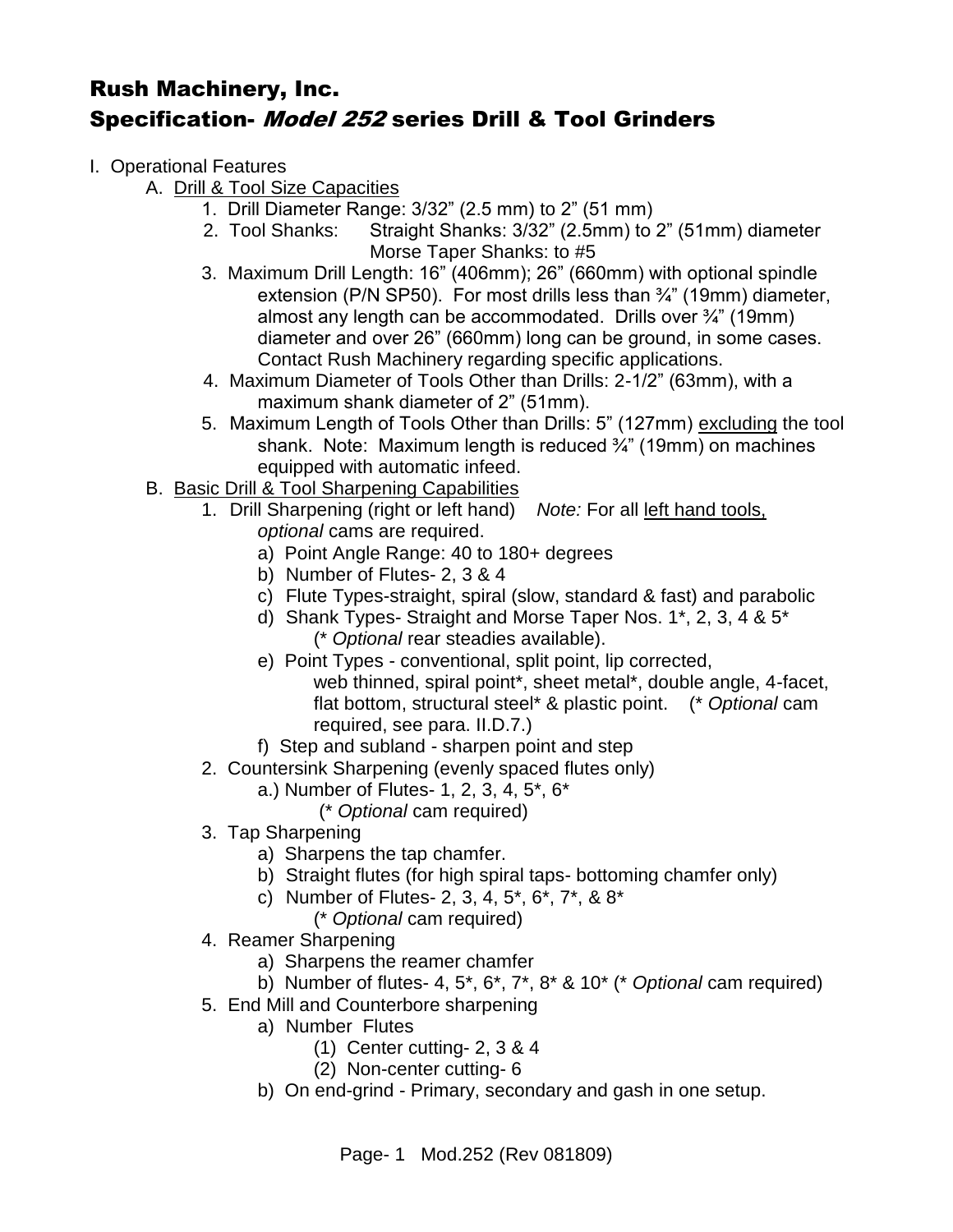# Rush Machinery, Inc.
# Specification- *Model 252* series Drill & Tool Grinders

I. Operational Features

A. Drill & Tool Size Capacities

1. Drill Diameter Range: 3/32" (2.5 mm) to 2" (51 mm)
2. Tool Shanks: Straight Shanks: 3/32" (2.5mm) to 2" (51mm) diameter
   Morse Taper Shanks: to #5
3. Maximum Drill Length: 16" (406mm); 26" (660mm) with optional spindle extension (P/N SP50). For most drills less than ¾" (19mm) diameter, almost any length can be accommodated. Drills over ¾" (19mm) diameter and over 26" (660mm) long can be ground, in some cases. Contact Rush Machinery regarding specific applications.
4. Maximum Diameter of Tools Other than Drills: 2-1/2" (63mm), with a maximum shank diameter of 2" (51mm).
5. Maximum Length of Tools Other than Drills: 5" (127mm) <u>excluding</u> the tool shank. Note: Maximum length is reduced ¾" (19mm) on machines equipped with automatic infeed.

B. Basic Drill & Tool Sharpening Capabilities

1. Drill Sharpening (right or left hand) *Note:* For all <u>left hand tools,</u> *optional* cams are required.
   a) Point Angle Range: 40 to 180+ degrees
   b) Number of Flutes- 2, 3 & 4
   c) Flute Types-straight, spiral (slow, standard & fast) and parabolic
   d) Shank Types- Straight and Morse Taper Nos. 1*, 2, 3, 4 & 5* (* *Optional* rear steadies available).
   e) Point Types - conventional, split point, lip corrected, web thinned, spiral point*, sheet metal*, double angle, 4-facet, flat bottom, structural steel* & plastic point. (* *Optional* cam required, see para. II.D.7.)
   f) Step and subland - sharpen point and step
2. Countersink Sharpening (evenly spaced flutes only)
   a.) Number of Flutes- 1, 2, 3, 4, 5*, 6* (* *Optional* cam required)
3. Tap Sharpening
   a) Sharpens the tap chamfer.
   b) Straight flutes (for high spiral taps- bottoming chamfer only)
   c) Number of Flutes- 2, 3, 4, 5*, 6*, 7*, & 8* (* *Optional* cam required)
4. Reamer Sharpening
   a) Sharpens the reamer chamfer
   b) Number of flutes- 4, 5*, 6*, 7*, 8* & 10* (* *Optional* cam required)
5. End Mill and Counterbore sharpening
   a) Number Flutes
      (1) Center cutting- 2, 3 & 4
      (2) Non-center cutting- 6
   b) On end-grind - Primary, secondary and gash in one setup.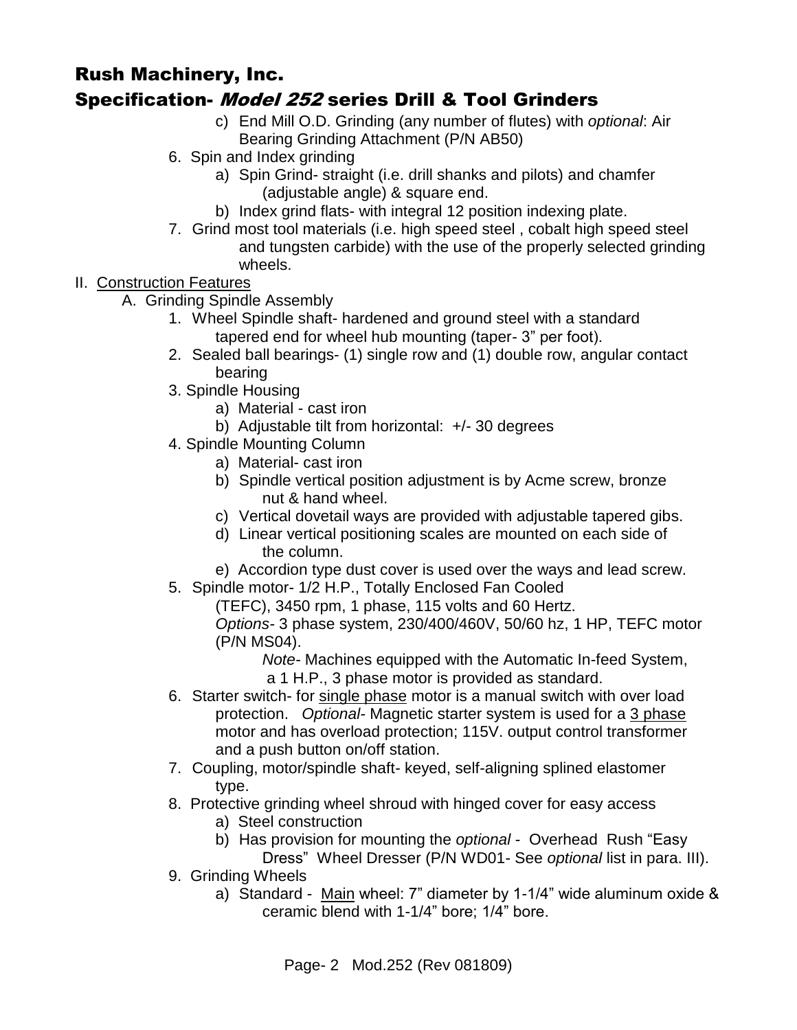# Rush Machinery, Inc.

## Specification- *Model 252* series Drill & Tool Grinders

c) End Mill O.D. Grinding (any number of flutes) with *optional*: Air Bearing Grinding Attachment (P/N AB50)

6. Spin and Index grinding
   a) Spin Grind- straight (i.e. drill shanks and pilots) and chamfer (adjustable angle) & square end.
   b) Index grind flats- with integral 12 position indexing plate.
7. Grind most tool materials (i.e. high speed steel , cobalt high speed steel and tungsten carbide) with the use of the properly selected grinding wheels.

II. Construction Features

A. Grinding Spindle Assembly

1. Wheel Spindle shaft- hardened and ground steel with a standard tapered end for wheel hub mounting (taper- 3" per foot).
2. Sealed ball bearings- (1) single row and (1) double row, angular contact bearing
3. Spindle Housing
   a) Material - cast iron
   b) Adjustable tilt from horizontal: +/- 30 degrees
4. Spindle Mounting Column
   a) Material- cast iron
   b) Spindle vertical position adjustment is by Acme screw, bronze nut & hand wheel.
   c) Vertical dovetail ways are provided with adjustable tapered gibs.
   d) Linear vertical positioning scales are mounted on each side of the column.
   e) Accordion type dust cover is used over the ways and lead screw.
5. Spindle motor- 1/2 H.P., Totally Enclosed Fan Cooled (TEFC), 3450 rpm, 1 phase, 115 volts and 60 Hertz.
   *Options*- 3 phase system, 230/400/460V, 50/60 hz, 1 HP, TEFC motor (P/N MS04).

   *Note*- Machines equipped with the Automatic In-feed System, a 1 H.P., 3 phase motor is provided as standard.
6. Starter switch- for <u>single phase</u> motor is a manual switch with over load protection. *Optional*- Magnetic starter system is used for a <u>3 phase</u> motor and has overload protection; 115V. output control transformer and a push button on/off station.
7. Coupling, motor/spindle shaft- keyed, self-aligning splined elastomer type.
8. Protective grinding wheel shroud with hinged cover for easy access
   a) Steel construction
   b) Has provision for mounting the *optional* - Overhead Rush "Easy Dress" Wheel Dresser (P/N WD01- See *optional* list in para. III).
9. Grinding Wheels
   a) Standard - <u>Main</u> wheel: 7" diameter by 1-1/4" wide aluminum oxide & ceramic blend with 1-1/4" bore; 1/4" bore.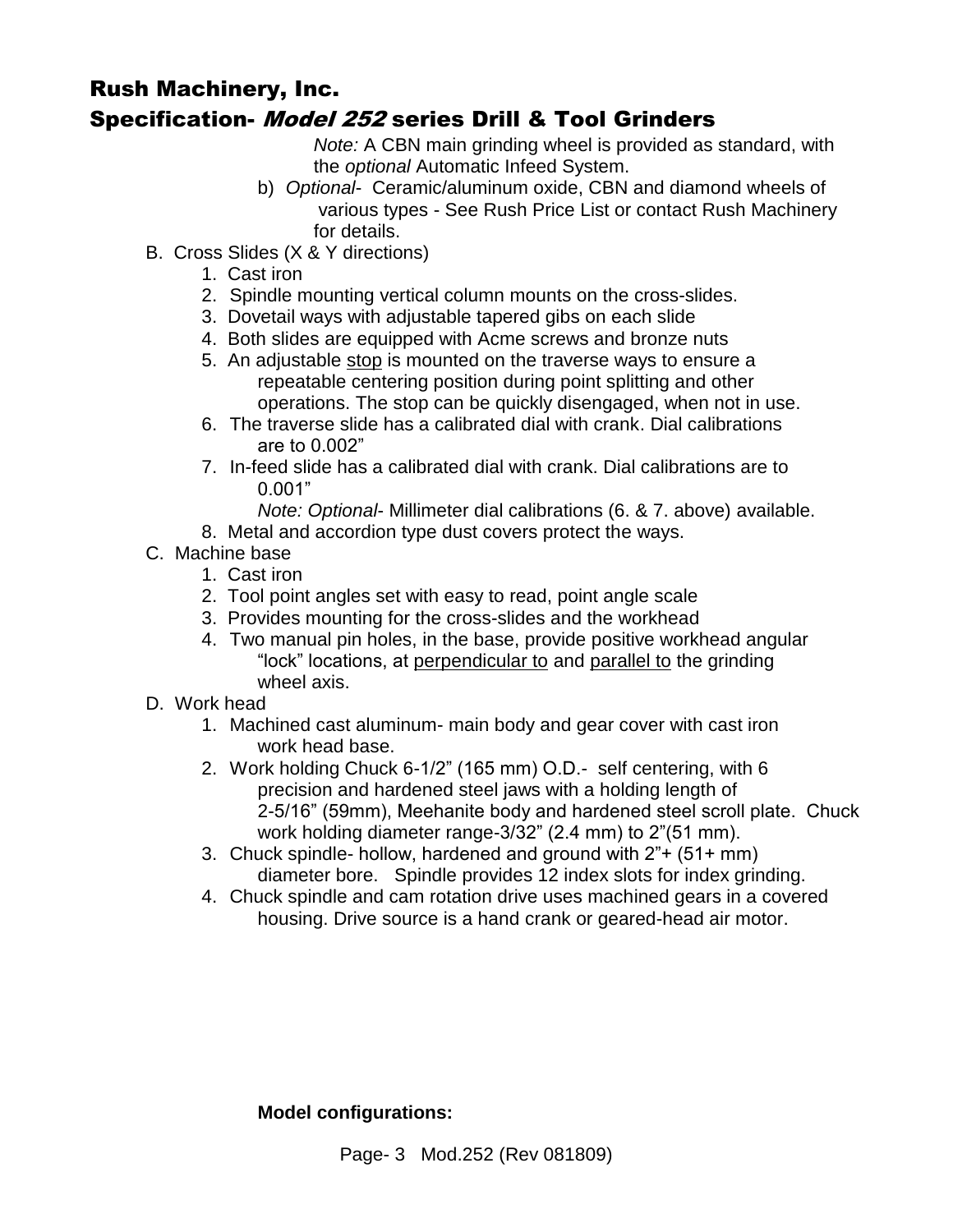Note: A CBN main grinding wheel is provided as standard, with the *optional* Automatic Infeed System.

b) *Optional*- Ceramic/aluminum oxide, CBN and diamond wheels of various types - See Rush Price List or contact Rush Machinery for details.

B. Cross Slides (X & Y directions)
   1. Cast iron
   2. Spindle mounting vertical column mounts on the cross-slides.
   3. Dovetail ways with adjustable tapered gibs on each slide
   4. Both slides are equipped with Acme screws and bronze nuts
   5. An adjustable stop is mounted on the traverse ways to ensure a repeatable centering position during point splitting and other operations. The stop can be quickly disengaged, when not in use.
   6. The traverse slide has a calibrated dial with crank. Dial calibrations are to 0.002"
   7. In-feed slide has a calibrated dial with crank. Dial calibrations are to 0.001"
      *Note: Optional*- Millimeter dial calibrations (6. & 7. above) available.
   8. Metal and accordion type dust covers protect the ways.

C. Machine base
   1. Cast iron
   2. Tool point angles set with easy to read, point angle scale
   3. Provides mounting for the cross-slides and the workhead
   4. Two manual pin holes, in the base, provide positive workhead angular "lock" locations, at perpendicular to and parallel to the grinding wheel axis.

D. Work head
   1. Machined cast aluminum- main body and gear cover with cast iron work head base.
   2. Work holding Chuck 6-1/2" (165 mm) O.D.- self centering, with 6 precision and hardened steel jaws with a holding length of 2-5/16" (59mm), Meehanite body and hardened steel scroll plate. Chuck work holding diameter range-3/32" (2.4 mm) to 2"(51 mm).
   3. Chuck spindle- hollow, hardened and ground with 2"+ (51+ mm) diameter bore. Spindle provides 12 index slots for index grinding.
   4. Chuck spindle and cam rotation drive uses machined gears in a covered housing. Drive source is a hand crank or geared-head air motor.

**Model configurations:**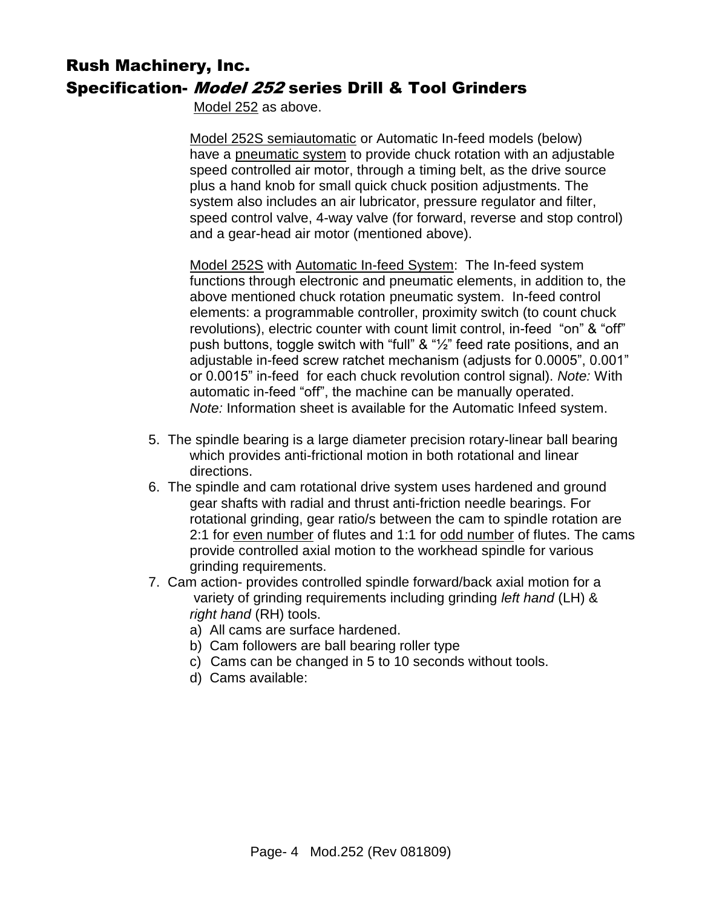# Rush Machinery, Inc.
## Specification- *Model 252* series Drill & Tool Grinders

Model 252 as above.

Model 252S semiautomatic or Automatic In-feed models (below) have a pneumatic system to provide chuck rotation with an adjustable speed controlled air motor, through a timing belt, as the drive source plus a hand knob for small quick chuck position adjustments. The system also includes an air lubricator, pressure regulator and filter, speed control valve, 4-way valve (for forward, reverse and stop control) and a gear-head air motor (mentioned above).

Model 252S with Automatic In-feed System: The In-feed system functions through electronic and pneumatic elements, in addition to, the above mentioned chuck rotation pneumatic system. In-feed control elements: a programmable controller, proximity switch (to count chuck revolutions), electric counter with count limit control, in-feed "on" & "off" push buttons, toggle switch with "full" & "½" feed rate positions, and an adjustable in-feed screw ratchet mechanism (adjusts for 0.0005", 0.001" or 0.0015" in-feed for each chuck revolution control signal). *Note:* With automatic in-feed "off", the machine can be manually operated. *Note:* Information sheet is available for the Automatic Infeed system.

5. The spindle bearing is a large diameter precision rotary-linear ball bearing which provides anti-frictional motion in both rotational and linear directions.
6. The spindle and cam rotational drive system uses hardened and ground gear shafts with radial and thrust anti-friction needle bearings. For rotational grinding, gear ratio/s between the cam to spindle rotation are 2:1 for even number of flutes and 1:1 for odd number of flutes. The cams provide controlled axial motion to the workhead spindle for various grinding requirements.
7. Cam action- provides controlled spindle forward/back axial motion for a variety of grinding requirements including grinding *left hand* (LH) & *right hand* (RH) tools.
   a) All cams are surface hardened.
   b) Cam followers are ball bearing roller type
   c) Cams can be changed in 5 to 10 seconds without tools.
   d) Cams available: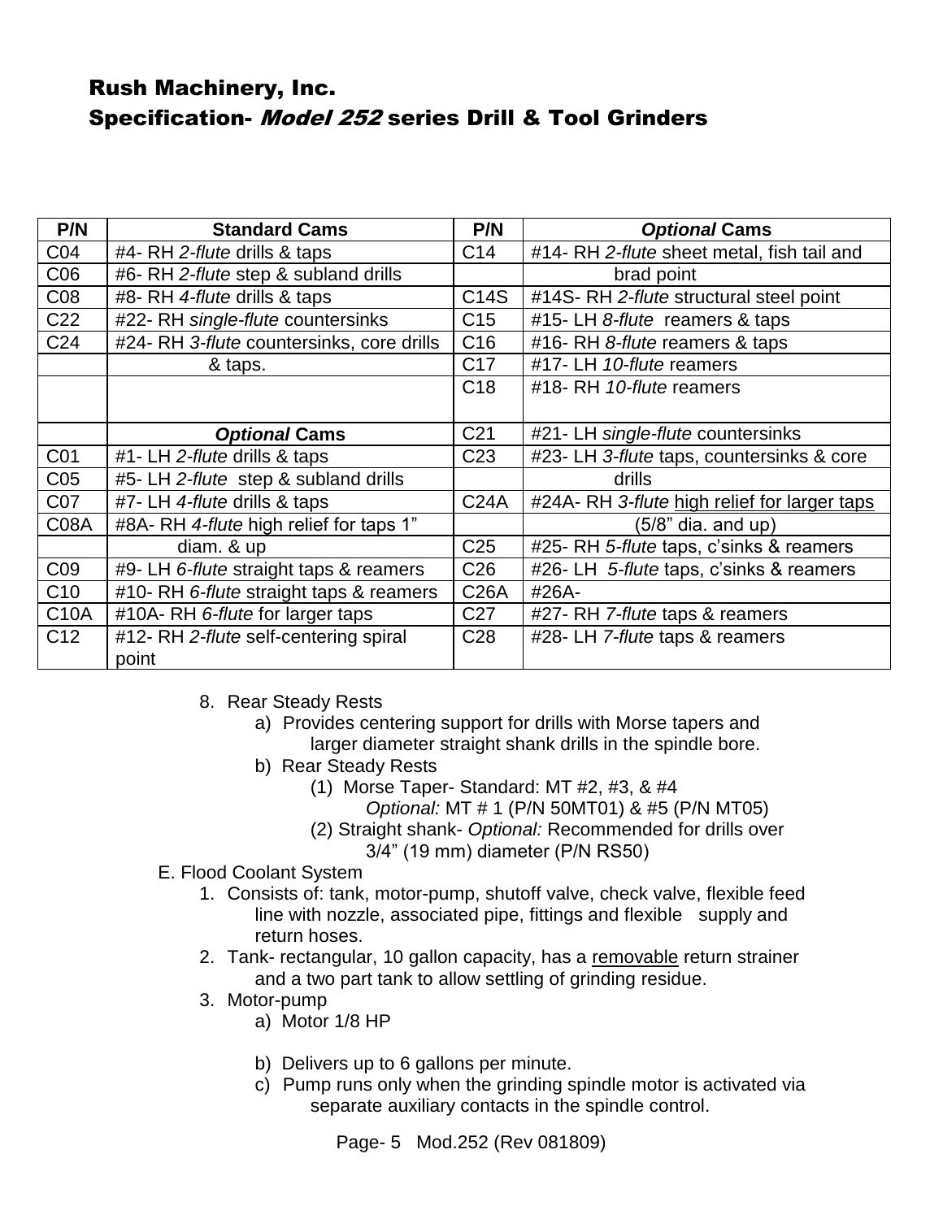## Rush Machinery, Inc.
## Specification- *Model 252* series Drill & Tool Grinders

| P/N | Standard Cams | P/N | *Optional* Cams |
|---|---|---|---|
| C04 | #4- RH *2-flute* drills & taps | C14 | #14- RH *2-flute* sheet metal, fish tail and brad point |
| C06 | #6- RH *2-flute* step & subland drills | | |
| C08 | #8- RH *4-flute* drills & taps | C14S | #14S- RH *2-flute* structural steel point |
| C22 | #22- RH *single-flute* countersinks | C15 | #15- LH *8-flute* reamers & taps |
| C24 | #24- RH *3-flute* countersinks, core drills & taps. | C16 | #16- RH *8-flute* reamers & taps |
| | | C17 | #17- LH *10-flute* reamers |
| | | C18 | #18- RH *10-flute* reamers |
| | ***Optional* Cams** | C21 | #21- LH *single-flute* countersinks |
| C01 | #1- LH *2-flute* drills & taps | C23 | #23- LH *3-flute* taps, countersinks & core drills |
| C05 | #5- LH *2-flute* step & subland drills | | |
| C07 | #7- LH *4-flute* drills & taps | C24A | #24A- RH *3-flute* high relief for larger taps (5/8" dia. and up) |
| C08A | #8A- RH *4-flute* high relief for taps 1" diam. & up | | |
| | | C25 | #25- RH *5-flute* taps, c'sinks & reamers |
| C09 | #9- LH *6-flute* straight taps & reamers | C26 | #26- LH *5-flute* taps, c'sinks & reamers |
| C10 | #10- RH *6-flute* straight taps & reamers | C26A | #26A- |
| C10A | #10A- RH *6-flute* for larger taps | C27 | #27- RH *7-flute* taps & reamers |
| C12 | #12- RH *2-flute* self-centering spiral point | C28 | #28- LH *7-flute* taps & reamers |

8. Rear Steady Rests
   a) Provides centering support for drills with Morse tapers and larger diameter straight shank drills in the spindle bore.
   b) Rear Steady Rests
      (1) Morse Taper- Standard: MT #2, #3, & #4
          *Optional:* MT # 1 (P/N 50MT01) & #5 (P/N MT05)
      (2) Straight shank- *Optional:* Recommended for drills over 3/4" (19 mm) diameter (P/N RS50)

E. Flood Coolant System
1. Consists of: tank, motor-pump, shutoff valve, check valve, flexible feed line with nozzle, associated pipe, fittings and flexible supply and return hoses.
2. Tank- rectangular, 10 gallon capacity, has a removable return strainer and a two part tank to allow settling of grinding residue.
3. Motor-pump
   a) Motor 1/8 HP
   b) Delivers up to 6 gallons per minute.
   c) Pump runs only when the grinding spindle motor is activated via separate auxiliary contacts in the spindle control.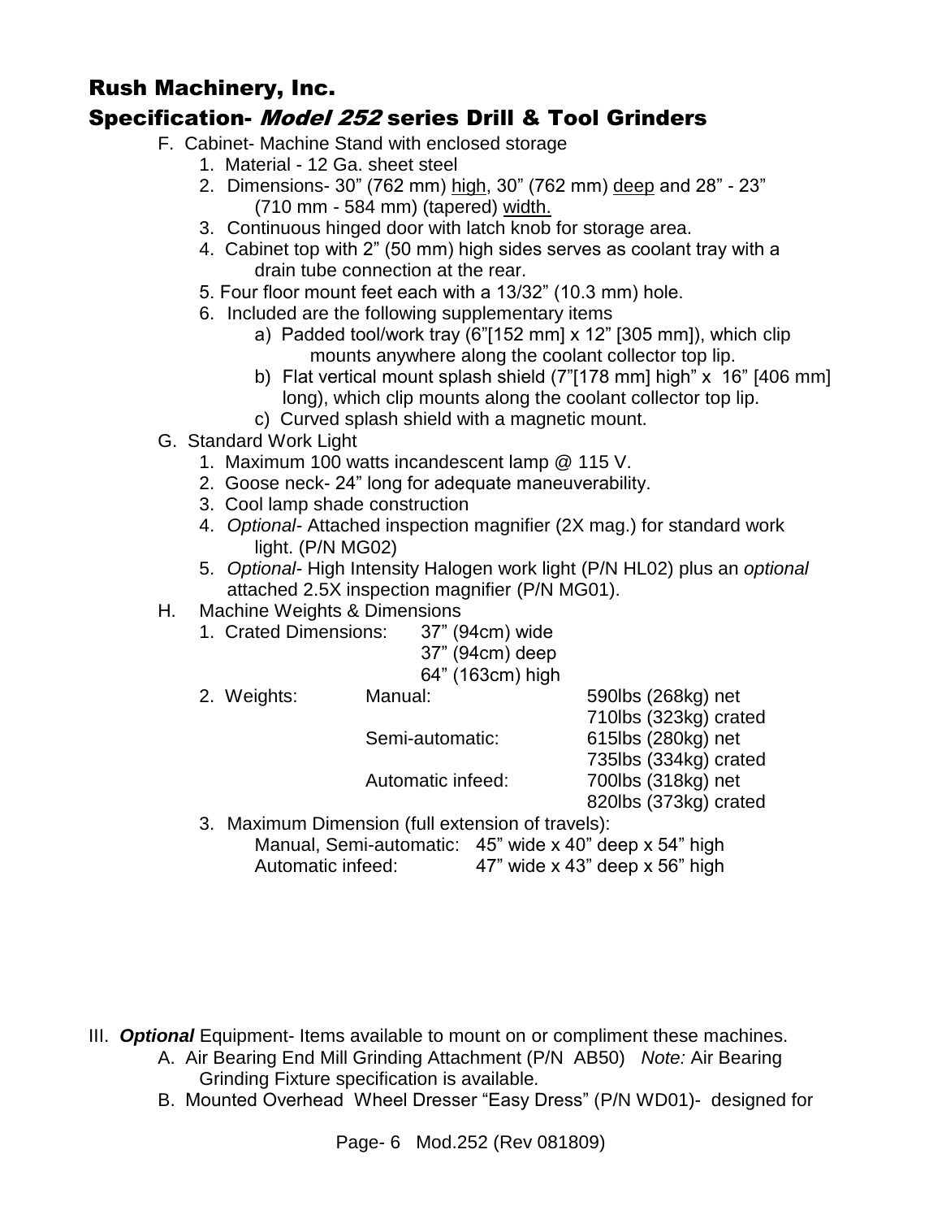## Rush Machinery, Inc.

## Specification- *Model 252* series Drill & Tool Grinders

F. Cabinet- Machine Stand with enclosed storage
   1. Material - 12 Ga. sheet steel
   2. Dimensions- 30" (762 mm) high, 30" (762 mm) deep and 28" - 23" (710 mm - 584 mm) (tapered) width.
   3. Continuous hinged door with latch knob for storage area.
   4. Cabinet top with 2" (50 mm) high sides serves as coolant tray with a drain tube connection at the rear.
   5. Four floor mount feet each with a 13/32" (10.3 mm) hole.
   6. Included are the following supplementary items
      a) Padded tool/work tray (6"[152 mm] x 12" [305 mm]), which clip mounts anywhere along the coolant collector top lip.
      b) Flat vertical mount splash shield (7"[178 mm] high" x 16" [406 mm] long), which clip mounts along the coolant collector top lip.
      c) Curved splash shield with a magnetic mount.

G. Standard Work Light
   1. Maximum 100 watts incandescent lamp @ 115 V.
   2. Goose neck- 24" long for adequate maneuverability.
   3. Cool lamp shade construction
   4. *Optional*- Attached inspection magnifier (2X mag.) for standard work light. (P/N MG02)
   5. *Optional*- High Intensity Halogen work light (P/N HL02) plus an *optional* attached 2.5X inspection magnifier (P/N MG01).

H. Machine Weights & Dimensions
   1. Crated Dimensions: 37" (94cm) wide
      37" (94cm) deep
      64" (163cm) high
   2. Weights:

| | | |
|---|---|---|
| Manual: | 590lbs (268kg) net | 710lbs (323kg) crated |
| Semi-automatic: | 615lbs (280kg) net | 735lbs (334kg) crated |
| Automatic infeed: | 700lbs (318kg) net | 820lbs (373kg) crated |

   3. Maximum Dimension (full extension of travels):
      Manual, Semi-automatic: 45" wide x 40" deep x 54" high
      Automatic infeed: 47" wide x 43" deep x 56" high

III. ***Optional*** Equipment- Items available to mount on or compliment these machines.
   A. Air Bearing End Mill Grinding Attachment (P/N AB50) *Note:* Air Bearing Grinding Fixture specification is available.
   B. Mounted Overhead Wheel Dresser "Easy Dress" (P/N WD01)- designed for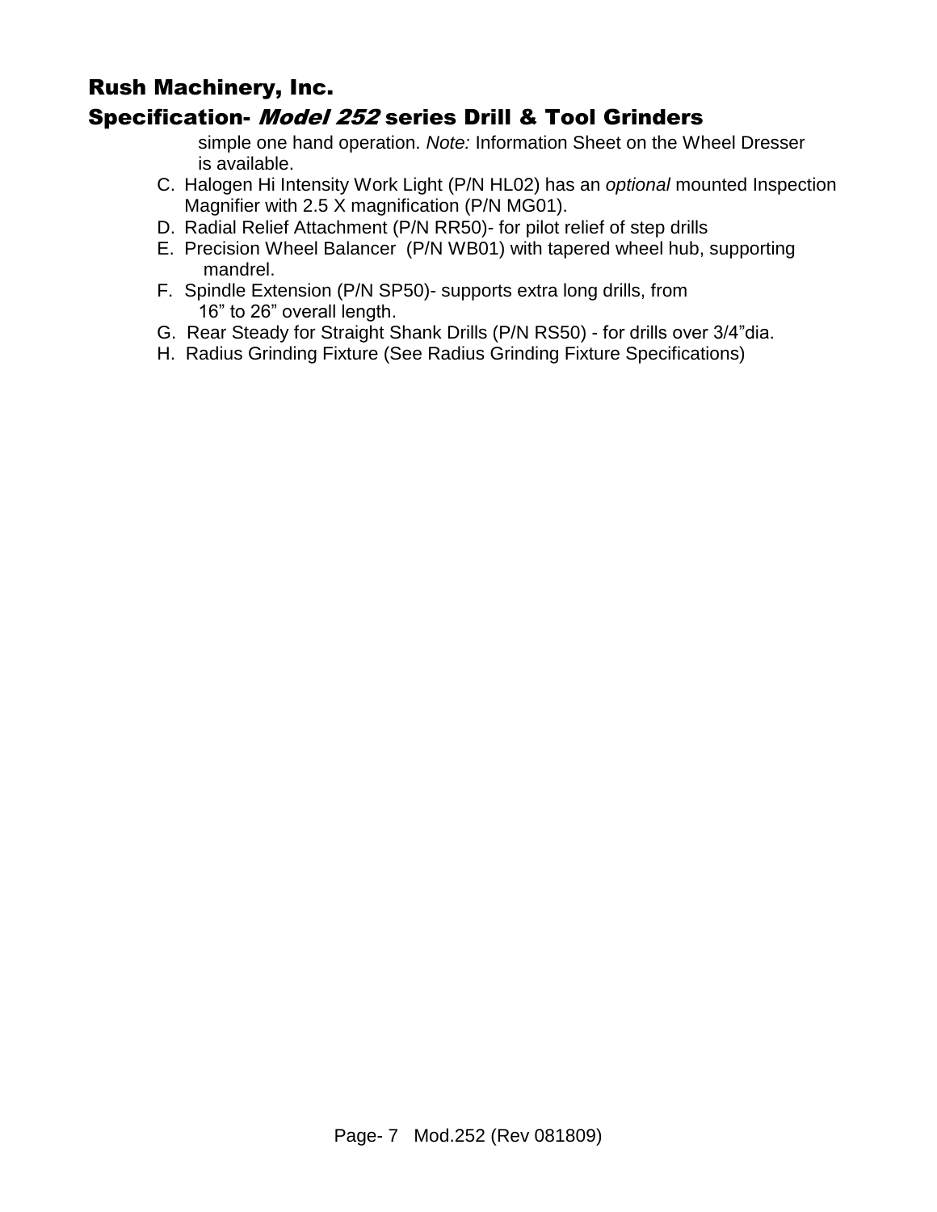simple one hand operation. *Note:* Information Sheet on the Wheel Dresser is available.

C. Halogen Hi Intensity Work Light (P/N HL02) has an *optional* mounted Inspection Magnifier with 2.5 X magnification (P/N MG01).

D. Radial Relief Attachment (P/N RR50)- for pilot relief of step drills

E. Precision Wheel Balancer (P/N WB01) with tapered wheel hub, supporting mandrel.

F. Spindle Extension (P/N SP50)- supports extra long drills, from 16” to 26” overall length.

G. Rear Steady for Straight Shank Drills (P/N RS50) - for drills over 3/4”dia.

H. Radius Grinding Fixture (See Radius Grinding Fixture Specifications)